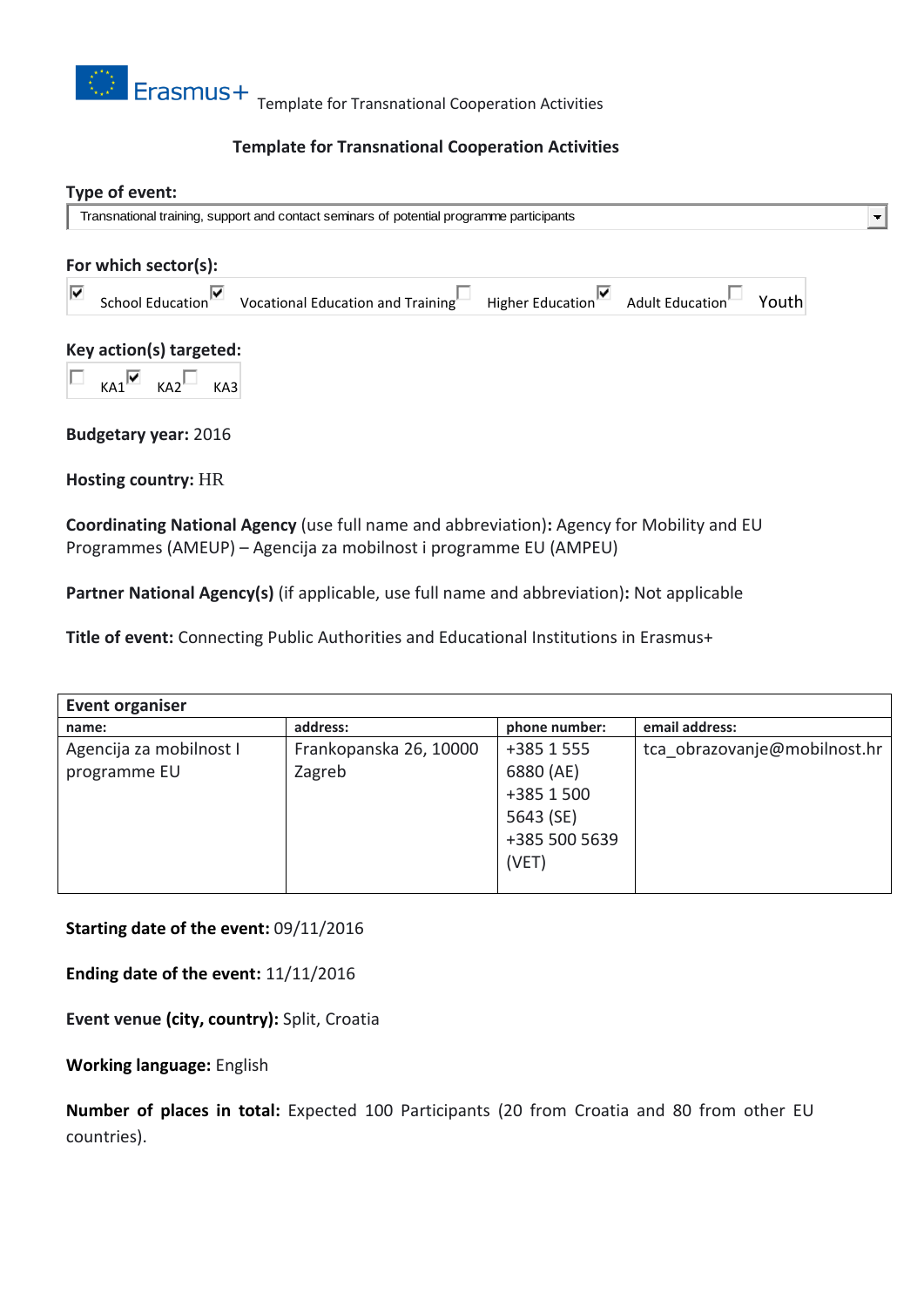## Template for Transnational Cooperation Activities

**Type of event:**

Transnational training, support and contact seminars of potential programme participants

**For which sector(s):**

- [x] School Education
- [x] Vocational Education and Training
- [ ] Higher Education
- [x] Adult Education
- [ ] Youth

**Key action(s) targeted:**

- [ ] KA1
- [x] KA2
- [ ] KA3

**Budgetary year:** 2016

**Hosting country:** HR

**Coordinating National Agency** (use full name and abbreviation)**:** Agency for Mobility and EU Programmes (AMEUP) – Agencija za mobilnost i programme EU (AMPEU)

**Partner National Agency(s)** (if applicable, use full name and abbreviation)**:** Not applicable

**Title of event:** Connecting Public Authorities and Educational Institutions in Erasmus+

| **Event organiser** | | | |
|---|---|---|---|
| **name:** | **address:** | **phone number:** | **email address:** |
| Agencija za mobilnost I programme EU | Frankopanska 26, 10000 Zagreb | +385 1 555 6880 (AE) +385 1 500 5643 (SE) +385 500 5639 (VET) | tca_obrazovanje@mobilnost.hr |

**Starting date of the event:** 09/11/2016

**Ending date of the event:** 11/11/2016

**Event venue (city, country):** Split, Croatia

**Working language:** English

**Number of places in total:** Expected 100 Participants (20 from Croatia and 80 from other EU countries).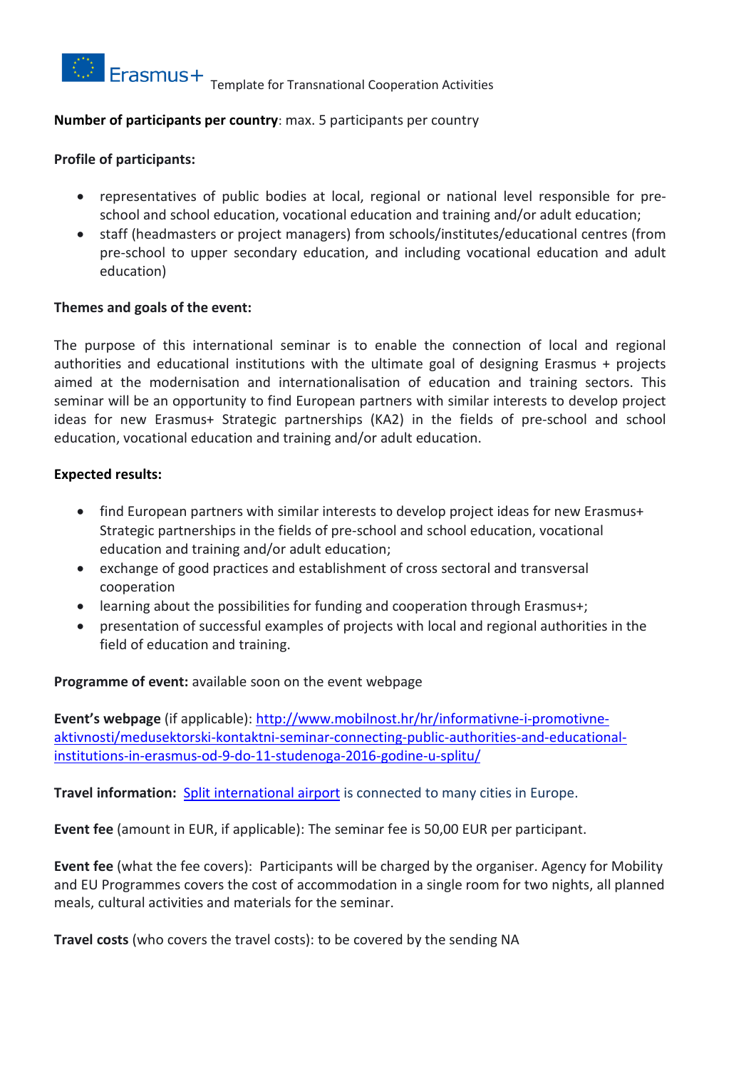**Number of participants per country**: max. 5 participants per country

**Profile of participants:**

- representatives of public bodies at local, regional or national level responsible for pre-school and school education, vocational education and training and/or adult education;
- staff (headmasters or project managers) from schools/institutes/educational centres (from pre-school to upper secondary education, and including vocational education and adult education)

**Themes and goals of the event:**

The purpose of this international seminar is to enable the connection of local and regional authorities and educational institutions with the ultimate goal of designing Erasmus + projects aimed at the modernisation and internationalisation of education and training sectors. This seminar will be an opportunity to find European partners with similar interests to develop project ideas for new Erasmus+ Strategic partnerships (KA2) in the fields of pre-school and school education, vocational education and training and/or adult education.

**Expected results:**

- find European partners with similar interests to develop project ideas for new Erasmus+ Strategic partnerships in the fields of pre-school and school education, vocational education and training and/or adult education;
- exchange of good practices and establishment of cross sectoral and transversal cooperation
- learning about the possibilities for funding and cooperation through Erasmus+;
- presentation of successful examples of projects with local and regional authorities in the field of education and training.

**Programme of event:** available soon on the event webpage

**Event's webpage** (if applicable): http://www.mobilnost.hr/hr/informativne-i-promotivne-aktivnosti/medusektorski-kontaktni-seminar-connecting-public-authorities-and-educational-institutions-in-erasmus-od-9-do-11-studenoga-2016-godine-u-splitu/

**Travel information:** Split international airport is connected to many cities in Europe.

**Event fee** (amount in EUR, if applicable): The seminar fee is 50,00 EUR per participant.

**Event fee** (what the fee covers): Participants will be charged by the organiser. Agency for Mobility and EU Programmes covers the cost of accommodation in a single room for two nights, all planned meals, cultural activities and materials for the seminar.

**Travel costs** (who covers the travel costs): to be covered by the sending NA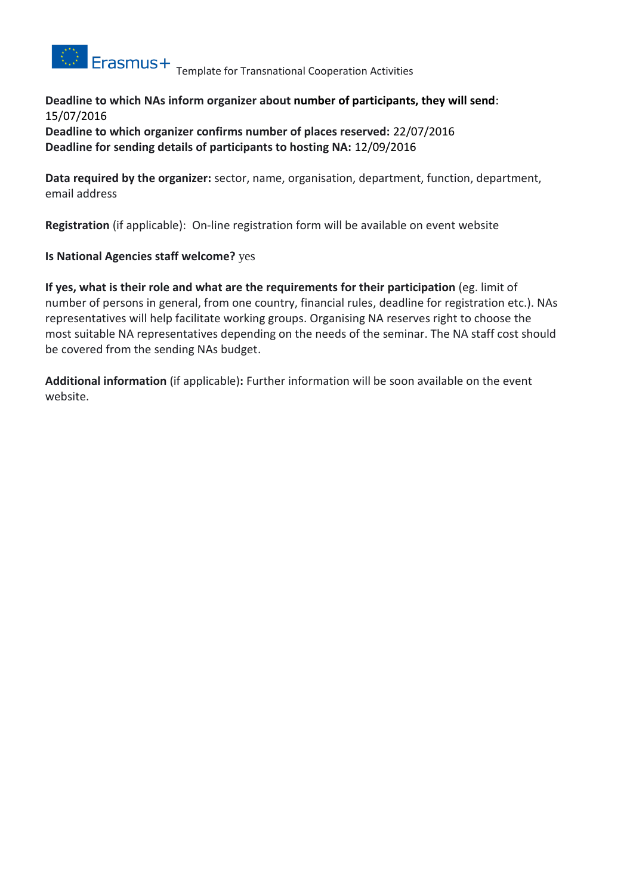**Deadline to which NAs inform organizer about number of participants, they will send**: 15/07/2016
**Deadline to which organizer confirms number of places reserved:** 22/07/2016
**Deadline for sending details of participants to hosting NA:** 12/09/2016

**Data required by the organizer:** sector, name, organisation, department, function, department, email address

**Registration** (if applicable): On-line registration form will be available on event website

**Is National Agencies staff welcome?** yes

**If yes, what is their role and what are the requirements for their participation** (eg. limit of number of persons in general, from one country, financial rules, deadline for registration etc.). NAs representatives will help facilitate working groups. Organising NA reserves right to choose the most suitable NA representatives depending on the needs of the seminar. The NA staff cost should be covered from the sending NAs budget.

**Additional information** (if applicable)**:** Further information will be soon available on the event website.